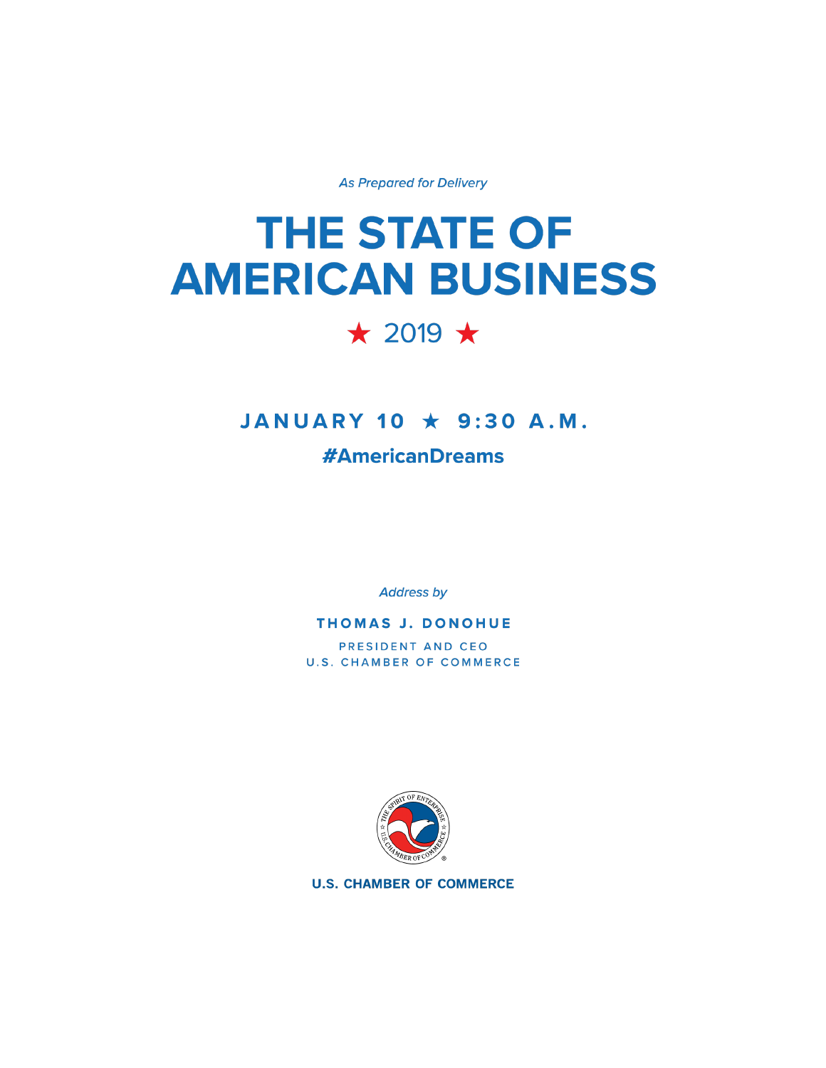*As Prepared for Delivery*

# THE STATE OF AMERICAN BUSINESS

★ 2019 ★

## JANUARY 10 ★ 9:30 A.M.

**#AmericanDreams**

*Address by*

**THOMAS J. DONOHUE**

PRESIDENT AND CEO
U.S. CHAMBER OF COMMERCE

**U.S. CHAMBER OF COMMERCE**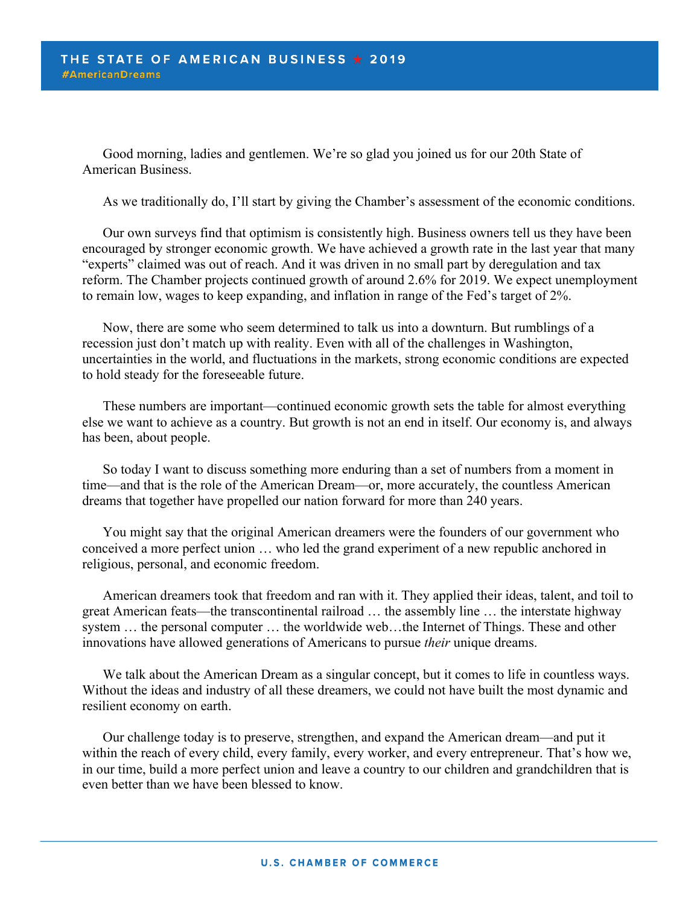Good morning, ladies and gentlemen. We're so glad you joined us for our 20th State of American Business.

As we traditionally do, I'll start by giving the Chamber's assessment of the economic conditions.

Our own surveys find that optimism is consistently high. Business owners tell us they have been encouraged by stronger economic growth. We have achieved a growth rate in the last year that many "experts" claimed was out of reach. And it was driven in no small part by deregulation and tax reform. The Chamber projects continued growth of around 2.6% for 2019. We expect unemployment to remain low, wages to keep expanding, and inflation in range of the Fed's target of 2%.

Now, there are some who seem determined to talk us into a downturn. But rumblings of a recession just don't match up with reality. Even with all of the challenges in Washington, uncertainties in the world, and fluctuations in the markets, strong economic conditions are expected to hold steady for the foreseeable future.

These numbers are important—continued economic growth sets the table for almost everything else we want to achieve as a country. But growth is not an end in itself. Our economy is, and always has been, about people.

So today I want to discuss something more enduring than a set of numbers from a moment in time—and that is the role of the American Dream—or, more accurately, the countless American dreams that together have propelled our nation forward for more than 240 years.

You might say that the original American dreamers were the founders of our government who conceived a more perfect union … who led the grand experiment of a new republic anchored in religious, personal, and economic freedom.

American dreamers took that freedom and ran with it. They applied their ideas, talent, and toil to great American feats—the transcontinental railroad … the assembly line … the interstate highway system … the personal computer … the worldwide web…the Internet of Things. These and other innovations have allowed generations of Americans to pursue *their* unique dreams.

We talk about the American Dream as a singular concept, but it comes to life in countless ways. Without the ideas and industry of all these dreamers, we could not have built the most dynamic and resilient economy on earth.

Our challenge today is to preserve, strengthen, and expand the American dream—and put it within the reach of every child, every family, every worker, and every entrepreneur. That's how we, in our time, build a more perfect union and leave a country to our children and grandchildren that is even better than we have been blessed to know.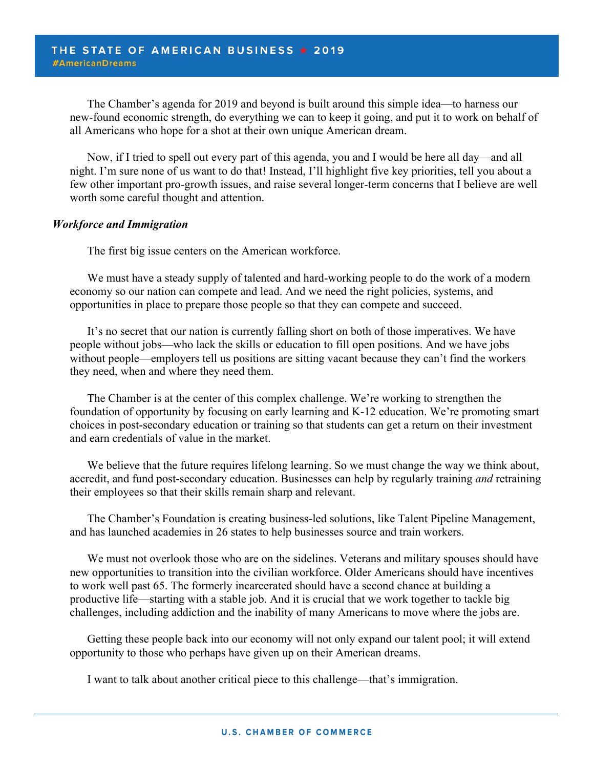The Chamber's agenda for 2019 and beyond is built around this simple idea—to harness our new-found economic strength, do everything we can to keep it going, and put it to work on behalf of all Americans who hope for a shot at their own unique American dream.

Now, if I tried to spell out every part of this agenda, you and I would be here all day—and all night. I'm sure none of us want to do that! Instead, I'll highlight five key priorities, tell you about a few other important pro-growth issues, and raise several longer-term concerns that I believe are well worth some careful thought and attention.

***Workforce and Immigration***

The first big issue centers on the American workforce.

We must have a steady supply of talented and hard-working people to do the work of a modern economy so our nation can compete and lead. And we need the right policies, systems, and opportunities in place to prepare those people so that they can compete and succeed.

It's no secret that our nation is currently falling short on both of those imperatives. We have people without jobs—who lack the skills or education to fill open positions. And we have jobs without people—employers tell us positions are sitting vacant because they can't find the workers they need, when and where they need them.

The Chamber is at the center of this complex challenge. We're working to strengthen the foundation of opportunity by focusing on early learning and K-12 education. We're promoting smart choices in post-secondary education or training so that students can get a return on their investment and earn credentials of value in the market.

We believe that the future requires lifelong learning. So we must change the way we think about, accredit, and fund post-secondary education. Businesses can help by regularly training *and* retraining their employees so that their skills remain sharp and relevant.

The Chamber's Foundation is creating business-led solutions, like Talent Pipeline Management, and has launched academies in 26 states to help businesses source and train workers.

We must not overlook those who are on the sidelines. Veterans and military spouses should have new opportunities to transition into the civilian workforce. Older Americans should have incentives to work well past 65. The formerly incarcerated should have a second chance at building a productive life—starting with a stable job. And it is crucial that we work together to tackle big challenges, including addiction and the inability of many Americans to move where the jobs are.

Getting these people back into our economy will not only expand our talent pool; it will extend opportunity to those who perhaps have given up on their American dreams.

I want to talk about another critical piece to this challenge—that's immigration.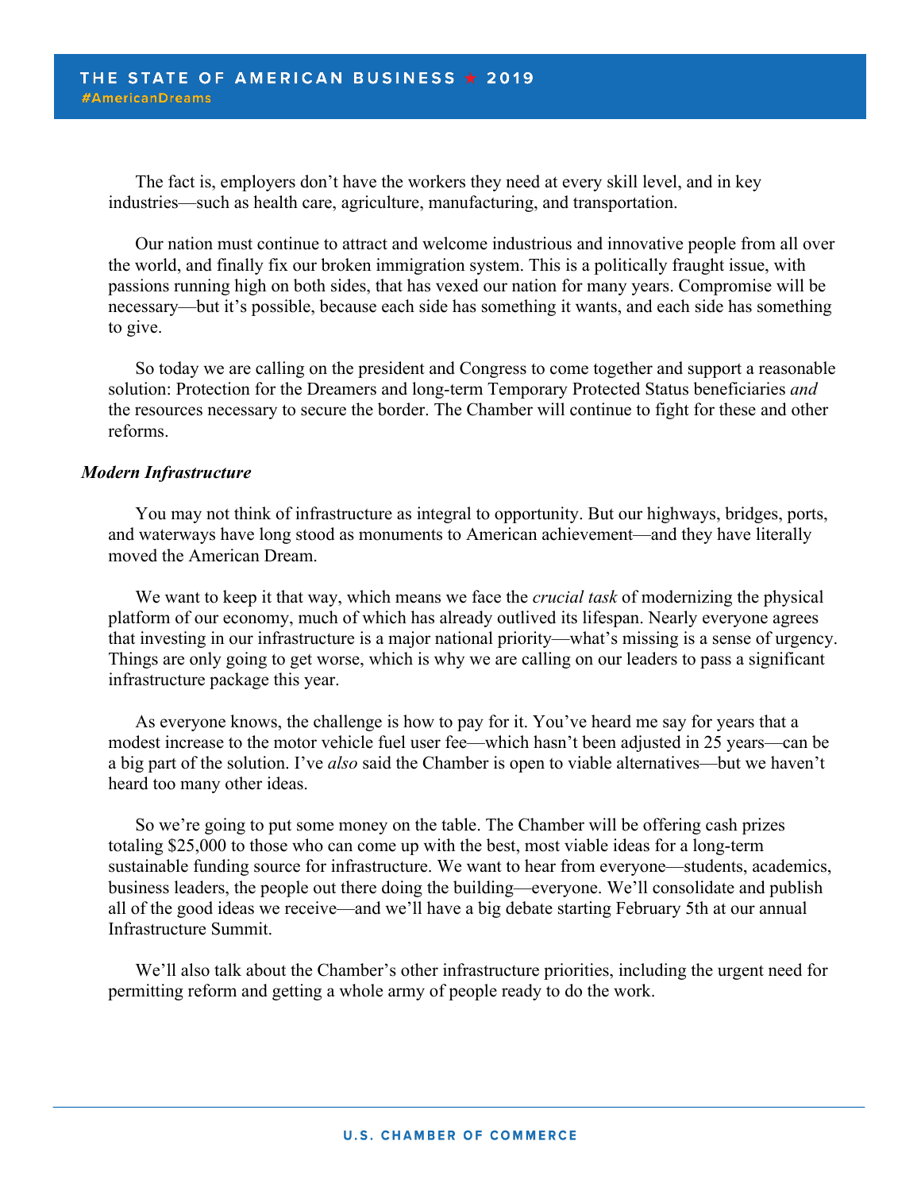The fact is, employers don't have the workers they need at every skill level, and in key industries—such as health care, agriculture, manufacturing, and transportation.

Our nation must continue to attract and welcome industrious and innovative people from all over the world, and finally fix our broken immigration system. This is a politically fraught issue, with passions running high on both sides, that has vexed our nation for many years. Compromise will be necessary—but it's possible, because each side has something it wants, and each side has something to give.

So today we are calling on the president and Congress to come together and support a reasonable solution: Protection for the Dreamers and long-term Temporary Protected Status beneficiaries *and* the resources necessary to secure the border. The Chamber will continue to fight for these and other reforms.

***Modern Infrastructure***

You may not think of infrastructure as integral to opportunity. But our highways, bridges, ports, and waterways have long stood as monuments to American achievement—and they have literally moved the American Dream.

We want to keep it that way, which means we face the *crucial task* of modernizing the physical platform of our economy, much of which has already outlived its lifespan. Nearly everyone agrees that investing in our infrastructure is a major national priority—what's missing is a sense of urgency. Things are only going to get worse, which is why we are calling on our leaders to pass a significant infrastructure package this year.

As everyone knows, the challenge is how to pay for it. You've heard me say for years that a modest increase to the motor vehicle fuel user fee—which hasn't been adjusted in 25 years—can be a big part of the solution. I've *also* said the Chamber is open to viable alternatives—but we haven't heard too many other ideas.

So we're going to put some money on the table. The Chamber will be offering cash prizes totaling $25,000 to those who can come up with the best, most viable ideas for a long-term sustainable funding source for infrastructure. We want to hear from everyone—students, academics, business leaders, the people out there doing the building—everyone. We'll consolidate and publish all of the good ideas we receive—and we'll have a big debate starting February 5th at our annual Infrastructure Summit.

We'll also talk about the Chamber's other infrastructure priorities, including the urgent need for permitting reform and getting a whole army of people ready to do the work.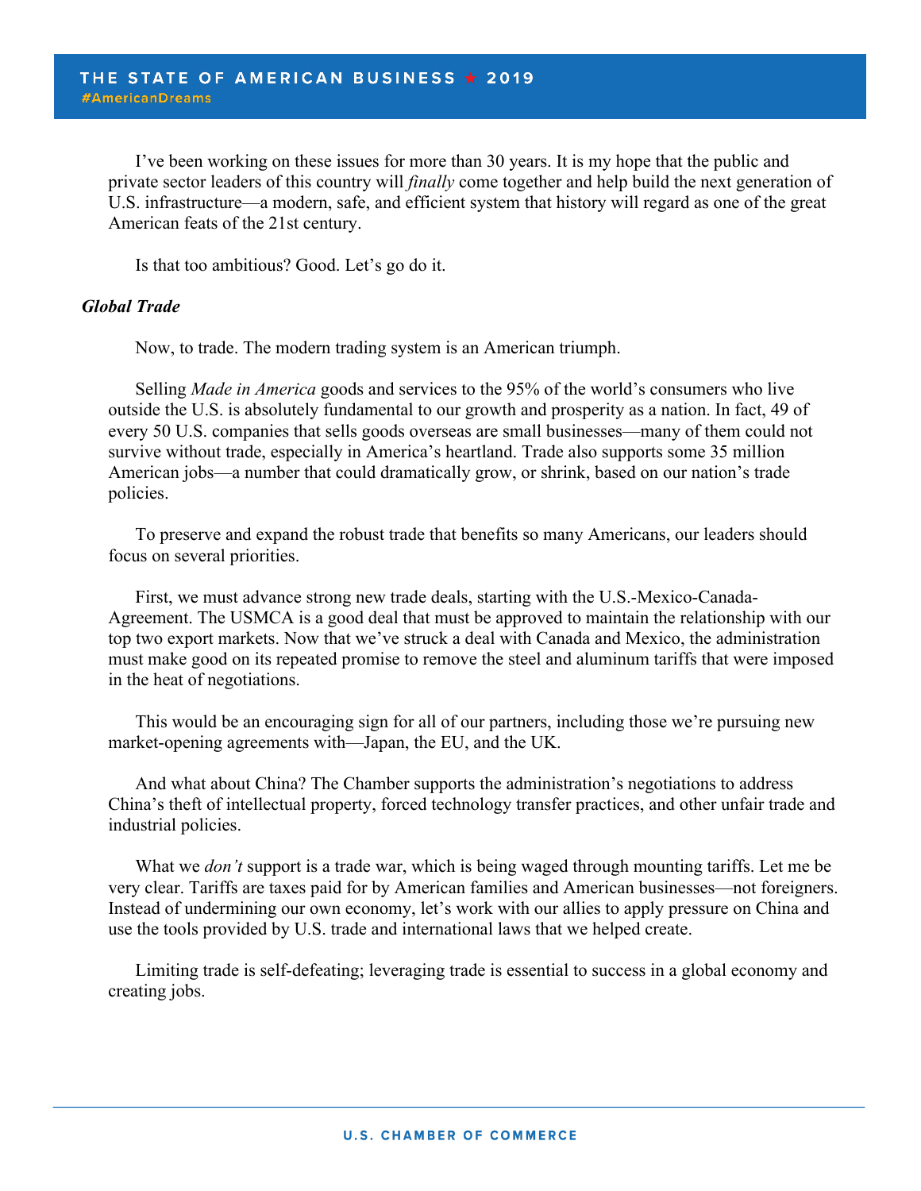I've been working on these issues for more than 30 years. It is my hope that the public and private sector leaders of this country will *finally* come together and help build the next generation of U.S. infrastructure—a modern, safe, and efficient system that history will regard as one of the great American feats of the 21st century.

Is that too ambitious? Good. Let's go do it.

***Global Trade***

Now, to trade. The modern trading system is an American triumph.

Selling *Made in America* goods and services to the 95% of the world's consumers who live outside the U.S. is absolutely fundamental to our growth and prosperity as a nation. In fact, 49 of every 50 U.S. companies that sells goods overseas are small businesses—many of them could not survive without trade, especially in America's heartland. Trade also supports some 35 million American jobs—a number that could dramatically grow, or shrink, based on our nation's trade policies.

To preserve and expand the robust trade that benefits so many Americans, our leaders should focus on several priorities.

First, we must advance strong new trade deals, starting with the U.S.-Mexico-Canada-Agreement. The USMCA is a good deal that must be approved to maintain the relationship with our top two export markets. Now that we've struck a deal with Canada and Mexico, the administration must make good on its repeated promise to remove the steel and aluminum tariffs that were imposed in the heat of negotiations.

This would be an encouraging sign for all of our partners, including those we're pursuing new market-opening agreements with—Japan, the EU, and the UK.

And what about China? The Chamber supports the administration's negotiations to address China's theft of intellectual property, forced technology transfer practices, and other unfair trade and industrial policies.

What we *don't* support is a trade war, which is being waged through mounting tariffs. Let me be very clear. Tariffs are taxes paid for by American families and American businesses—not foreigners. Instead of undermining our own economy, let's work with our allies to apply pressure on China and use the tools provided by U.S. trade and international laws that we helped create.

Limiting trade is self-defeating; leveraging trade is essential to success in a global economy and creating jobs.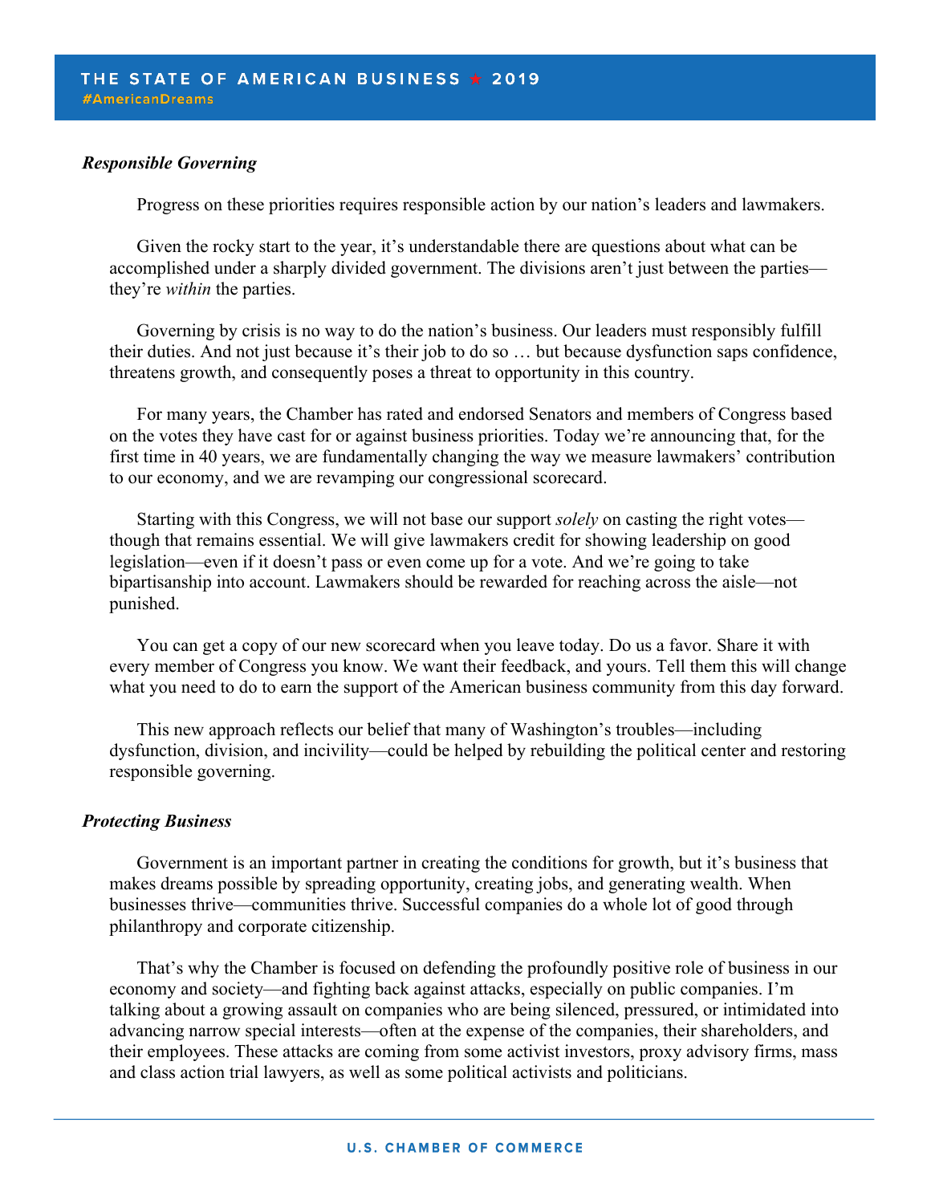***Responsible Governing***

Progress on these priorities requires responsible action by our nation's leaders and lawmakers.

Given the rocky start to the year, it's understandable there are questions about what can be accomplished under a sharply divided government. The divisions aren't just between the parties—they're *within* the parties.

Governing by crisis is no way to do the nation's business. Our leaders must responsibly fulfill their duties. And not just because it's their job to do so … but because dysfunction saps confidence, threatens growth, and consequently poses a threat to opportunity in this country.

For many years, the Chamber has rated and endorsed Senators and members of Congress based on the votes they have cast for or against business priorities. Today we're announcing that, for the first time in 40 years, we are fundamentally changing the way we measure lawmakers' contribution to our economy, and we are revamping our congressional scorecard.

Starting with this Congress, we will not base our support *solely* on casting the right votes—though that remains essential. We will give lawmakers credit for showing leadership on good legislation—even if it doesn't pass or even come up for a vote. And we're going to take bipartisanship into account. Lawmakers should be rewarded for reaching across the aisle—not punished.

You can get a copy of our new scorecard when you leave today. Do us a favor. Share it with every member of Congress you know. We want their feedback, and yours. Tell them this will change what you need to do to earn the support of the American business community from this day forward.

This new approach reflects our belief that many of Washington's troubles—including dysfunction, division, and incivility—could be helped by rebuilding the political center and restoring responsible governing.

***Protecting Business***

Government is an important partner in creating the conditions for growth, but it's business that makes dreams possible by spreading opportunity, creating jobs, and generating wealth. When businesses thrive—communities thrive. Successful companies do a whole lot of good through philanthropy and corporate citizenship.

That's why the Chamber is focused on defending the profoundly positive role of business in our economy and society—and fighting back against attacks, especially on public companies. I'm talking about a growing assault on companies who are being silenced, pressured, or intimidated into advancing narrow special interests—often at the expense of the companies, their shareholders, and their employees. These attacks are coming from some activist investors, proxy advisory firms, mass and class action trial lawyers, as well as some political activists and politicians.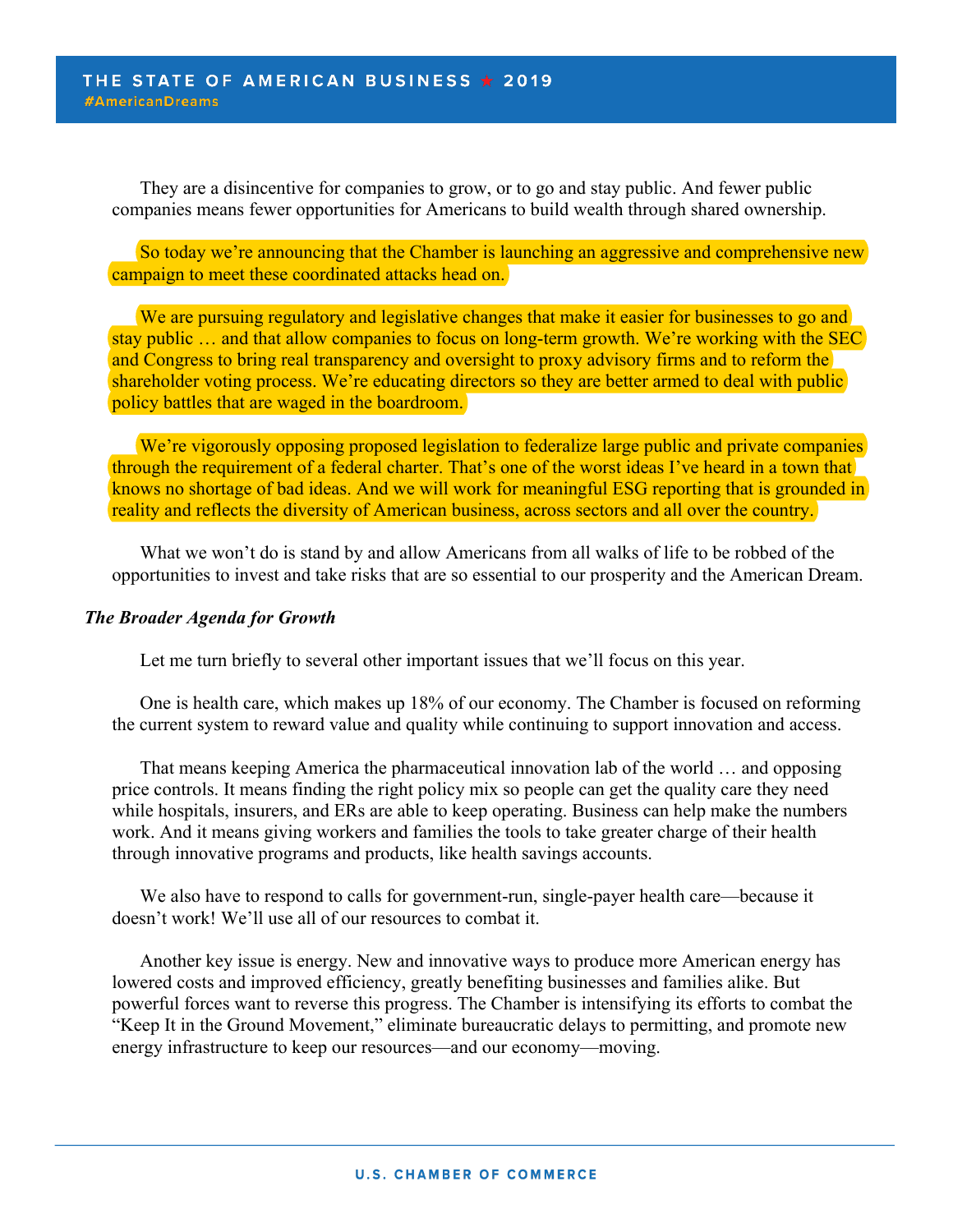They are a disincentive for companies to grow, or to go and stay public. And fewer public companies means fewer opportunities for Americans to build wealth through shared ownership.

So today we're announcing that the Chamber is launching an aggressive and comprehensive new campaign to meet these coordinated attacks head on.

We are pursuing regulatory and legislative changes that make it easier for businesses to go and stay public … and that allow companies to focus on long-term growth. We're working with the SEC and Congress to bring real transparency and oversight to proxy advisory firms and to reform the shareholder voting process. We're educating directors so they are better armed to deal with public policy battles that are waged in the boardroom.

We're vigorously opposing proposed legislation to federalize large public and private companies through the requirement of a federal charter. That's one of the worst ideas I've heard in a town that knows no shortage of bad ideas. And we will work for meaningful ESG reporting that is grounded in reality and reflects the diversity of American business, across sectors and all over the country.

What we won't do is stand by and allow Americans from all walks of life to be robbed of the opportunities to invest and take risks that are so essential to our prosperity and the American Dream.

***The Broader Agenda for Growth***

Let me turn briefly to several other important issues that we'll focus on this year.

One is health care, which makes up 18% of our economy. The Chamber is focused on reforming the current system to reward value and quality while continuing to support innovation and access.

That means keeping America the pharmaceutical innovation lab of the world … and opposing price controls. It means finding the right policy mix so people can get the quality care they need while hospitals, insurers, and ERs are able to keep operating. Business can help make the numbers work. And it means giving workers and families the tools to take greater charge of their health through innovative programs and products, like health savings accounts.

We also have to respond to calls for government-run, single-payer health care—because it doesn't work! We'll use all of our resources to combat it.

Another key issue is energy. New and innovative ways to produce more American energy has lowered costs and improved efficiency, greatly benefiting businesses and families alike. But powerful forces want to reverse this progress. The Chamber is intensifying its efforts to combat the "Keep It in the Ground Movement," eliminate bureaucratic delays to permitting, and promote new energy infrastructure to keep our resources—and our economy—moving.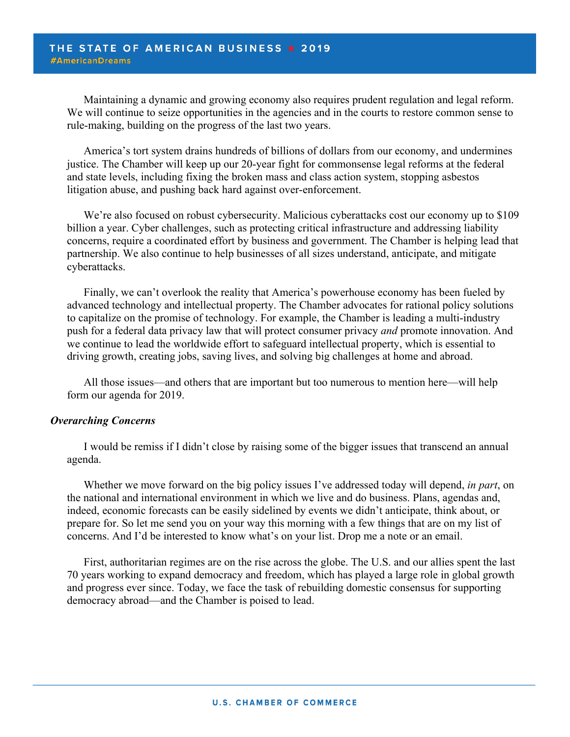Maintaining a dynamic and growing economy also requires prudent regulation and legal reform. We will continue to seize opportunities in the agencies and in the courts to restore common sense to rule-making, building on the progress of the last two years.

America's tort system drains hundreds of billions of dollars from our economy, and undermines justice. The Chamber will keep up our 20-year fight for commonsense legal reforms at the federal and state levels, including fixing the broken mass and class action system, stopping asbestos litigation abuse, and pushing back hard against over-enforcement.

We're also focused on robust cybersecurity. Malicious cyberattacks cost our economy up to $109 billion a year. Cyber challenges, such as protecting critical infrastructure and addressing liability concerns, require a coordinated effort by business and government. The Chamber is helping lead that partnership. We also continue to help businesses of all sizes understand, anticipate, and mitigate cyberattacks.

Finally, we can't overlook the reality that America's powerhouse economy has been fueled by advanced technology and intellectual property. The Chamber advocates for rational policy solutions to capitalize on the promise of technology. For example, the Chamber is leading a multi-industry push for a federal data privacy law that will protect consumer privacy *and* promote innovation. And we continue to lead the worldwide effort to safeguard intellectual property, which is essential to driving growth, creating jobs, saving lives, and solving big challenges at home and abroad.

All those issues—and others that are important but too numerous to mention here—will help form our agenda for 2019.

***Overarching Concerns***

I would be remiss if I didn't close by raising some of the bigger issues that transcend an annual agenda.

Whether we move forward on the big policy issues I've addressed today will depend, *in part*, on the national and international environment in which we live and do business. Plans, agendas and, indeed, economic forecasts can be easily sidelined by events we didn't anticipate, think about, or prepare for. So let me send you on your way this morning with a few things that are on my list of concerns. And I'd be interested to know what's on your list. Drop me a note or an email.

First, authoritarian regimes are on the rise across the globe. The U.S. and our allies spent the last 70 years working to expand democracy and freedom, which has played a large role in global growth and progress ever since. Today, we face the task of rebuilding domestic consensus for supporting democracy abroad—and the Chamber is poised to lead.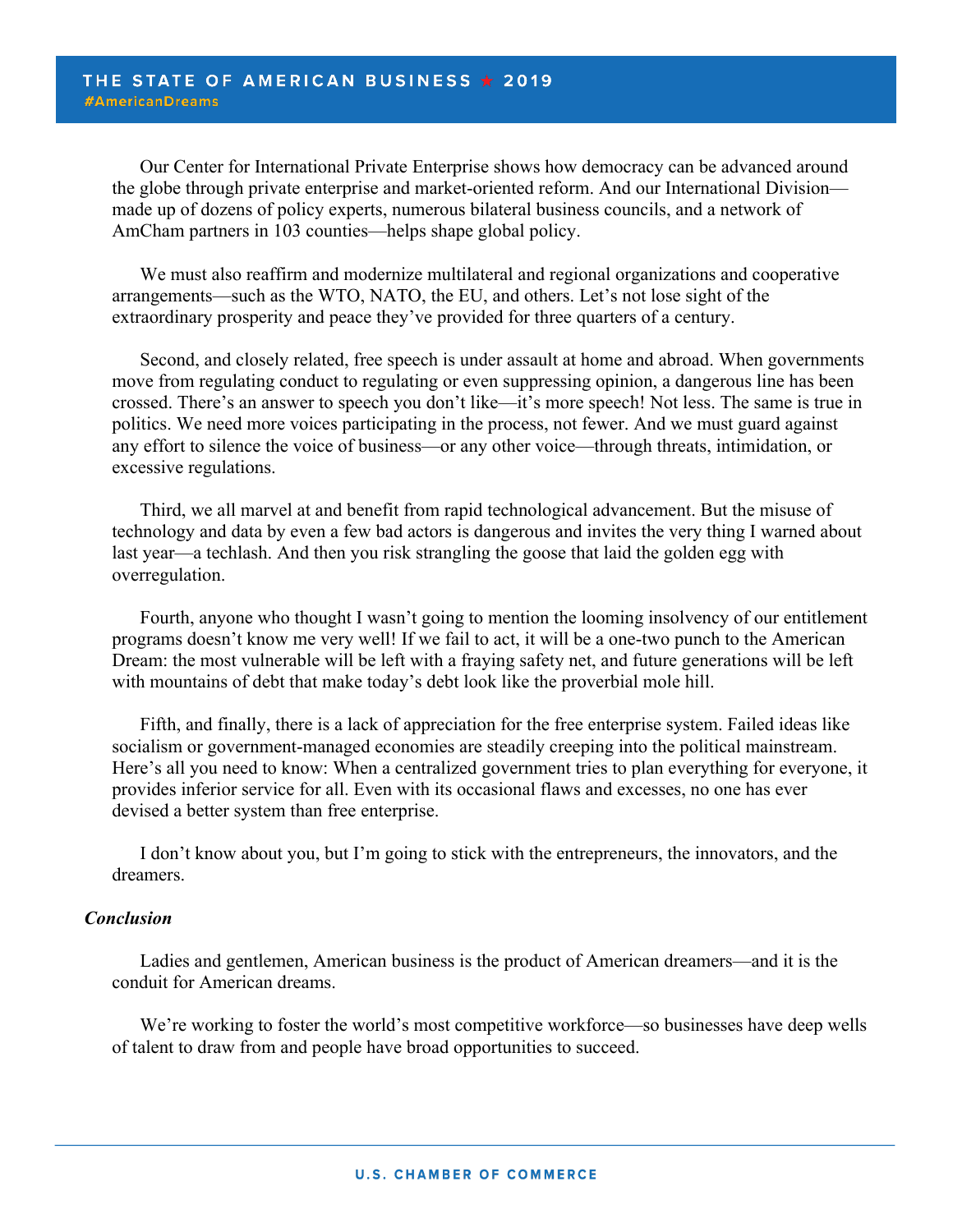Our Center for International Private Enterprise shows how democracy can be advanced around the globe through private enterprise and market-oriented reform. And our International Division—made up of dozens of policy experts, numerous bilateral business councils, and a network of AmCham partners in 103 counties—helps shape global policy.

We must also reaffirm and modernize multilateral and regional organizations and cooperative arrangements—such as the WTO, NATO, the EU, and others. Let's not lose sight of the extraordinary prosperity and peace they've provided for three quarters of a century.

Second, and closely related, free speech is under assault at home and abroad. When governments move from regulating conduct to regulating or even suppressing opinion, a dangerous line has been crossed. There's an answer to speech you don't like—it's more speech! Not less. The same is true in politics. We need more voices participating in the process, not fewer. And we must guard against any effort to silence the voice of business—or any other voice—through threats, intimidation, or excessive regulations.

Third, we all marvel at and benefit from rapid technological advancement. But the misuse of technology and data by even a few bad actors is dangerous and invites the very thing I warned about last year—a techlash. And then you risk strangling the goose that laid the golden egg with overregulation.

Fourth, anyone who thought I wasn't going to mention the looming insolvency of our entitlement programs doesn't know me very well! If we fail to act, it will be a one-two punch to the American Dream: the most vulnerable will be left with a fraying safety net, and future generations will be left with mountains of debt that make today's debt look like the proverbial mole hill.

Fifth, and finally, there is a lack of appreciation for the free enterprise system. Failed ideas like socialism or government-managed economies are steadily creeping into the political mainstream. Here's all you need to know: When a centralized government tries to plan everything for everyone, it provides inferior service for all. Even with its occasional flaws and excesses, no one has ever devised a better system than free enterprise.

I don't know about you, but I'm going to stick with the entrepreneurs, the innovators, and the dreamers.

***Conclusion***

Ladies and gentlemen, American business is the product of American dreamers—and it is the conduit for American dreams.

We're working to foster the world's most competitive workforce—so businesses have deep wells of talent to draw from and people have broad opportunities to succeed.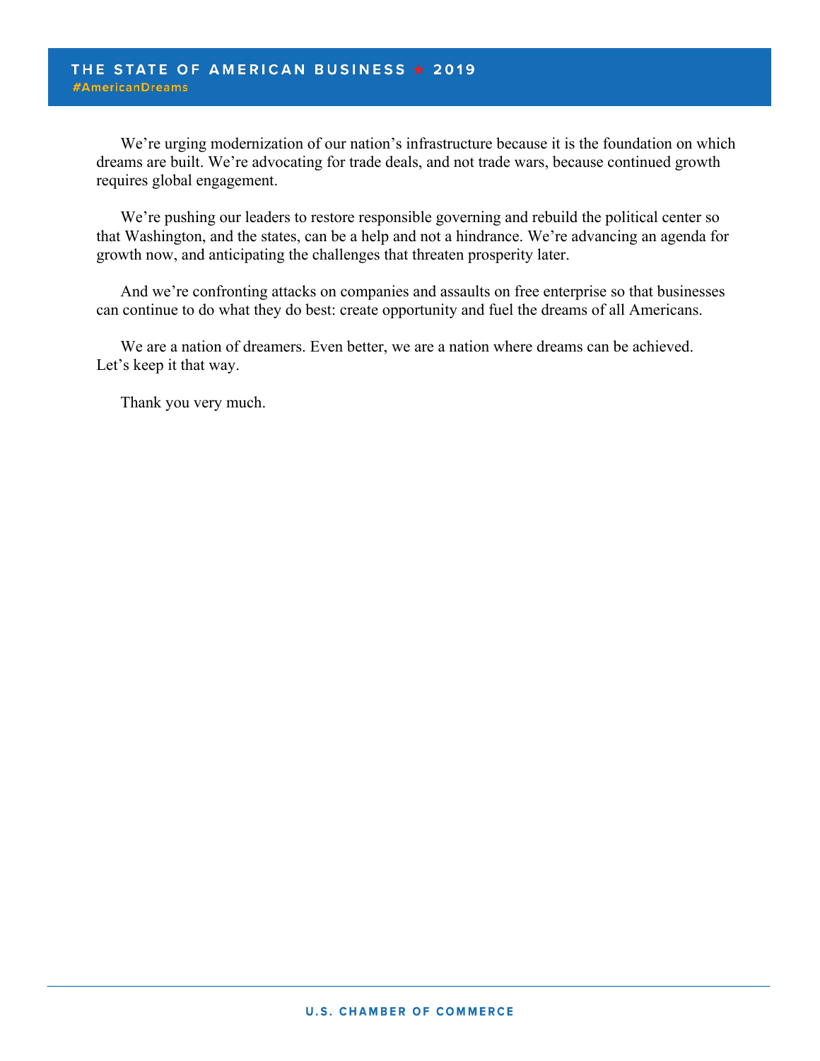We're urging modernization of our nation's infrastructure because it is the foundation on which dreams are built. We're advocating for trade deals, and not trade wars, because continued growth requires global engagement.

We're pushing our leaders to restore responsible governing and rebuild the political center so that Washington, and the states, can be a help and not a hindrance. We're advancing an agenda for growth now, and anticipating the challenges that threaten prosperity later.

And we're confronting attacks on companies and assaults on free enterprise so that businesses can continue to do what they do best: create opportunity and fuel the dreams of all Americans.

We are a nation of dreamers. Even better, we are a nation where dreams can be achieved. Let's keep it that way.

Thank you very much.